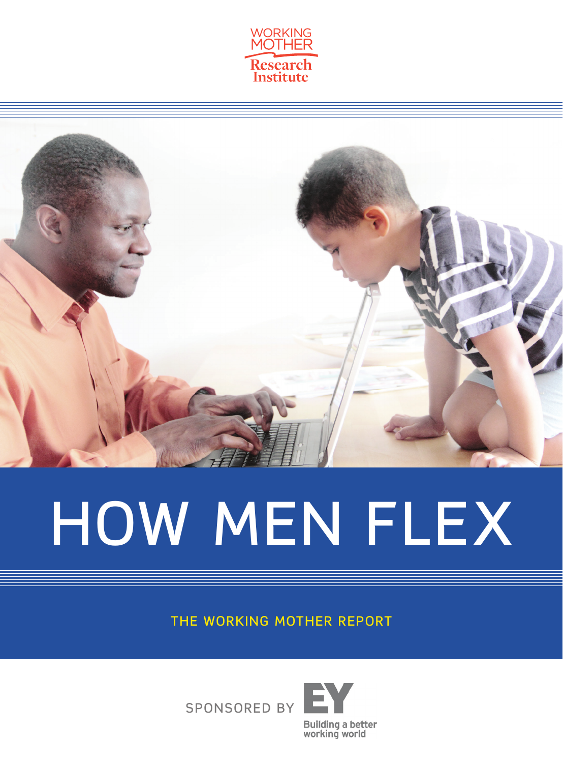WORKING MOTHER Research Institute

# HOW MEN FLEX

THE WORKING MOTHER REPORT

SPONSORED BY EY

Building a better working world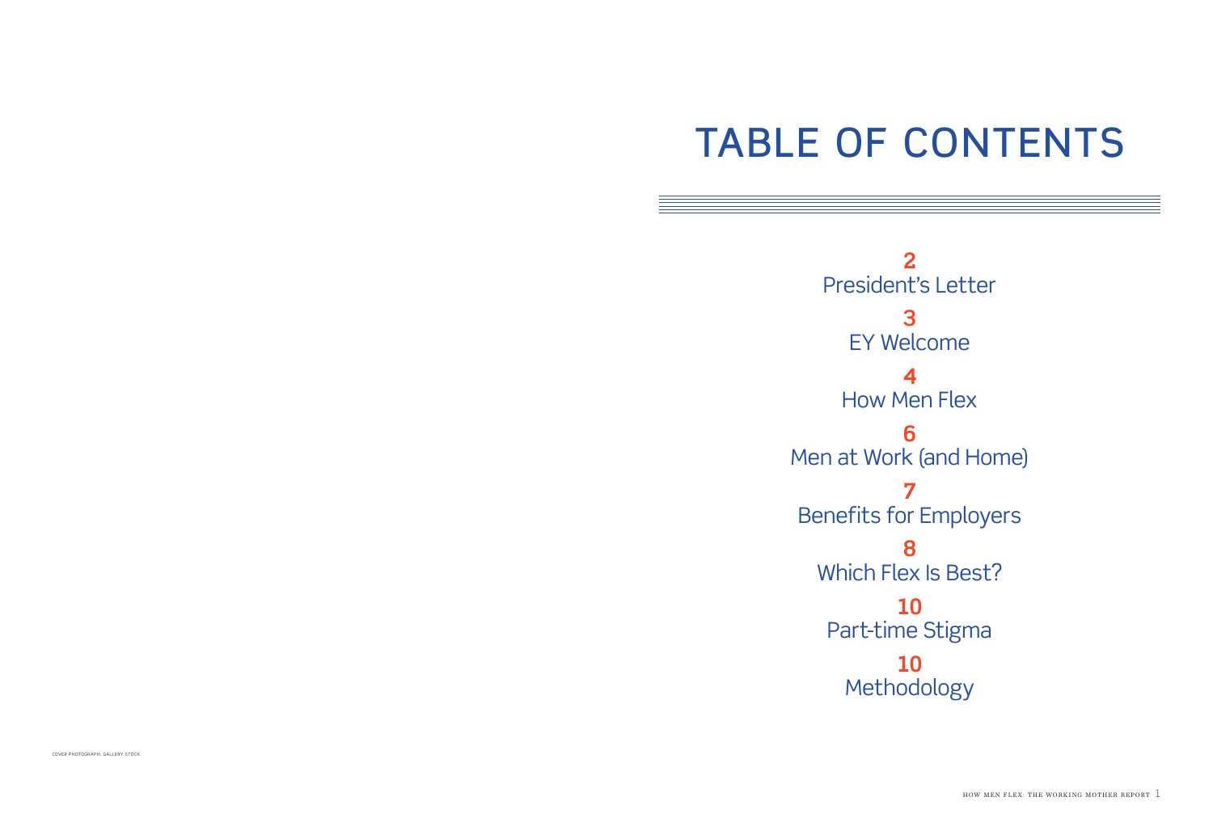# TABLE OF CONTENTS

**2**
President's Letter

**3**
EY Welcome

**4**
How Men Flex

**6**
Men at Work (and Home)

**7**
Benefits for Employers

**8**
Which Flex Is Best?

**10**
Part-time Stigma

**10**
Methodology

COVER PHOTOGRAPH: GALLERY STOCK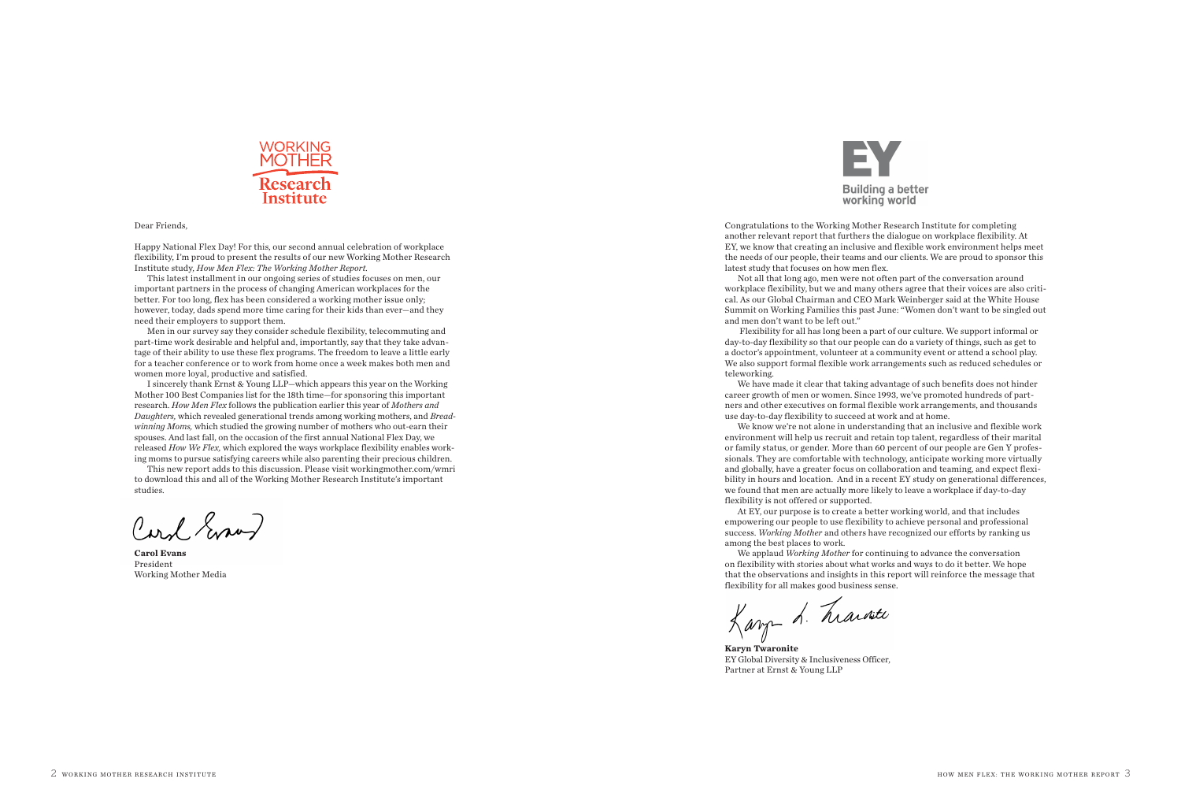WORKING MOTHER
**Research Institute**

Dear Friends,

Happy National Flex Day! For this, our second annual celebration of workplace flexibility, I'm proud to present the results of our new Working Mother Research Institute study, *How Men Flex: The Working Mother Report*.

This latest installment in our ongoing series of studies focuses on men, our important partners in the process of changing American workplaces for the better. For too long, flex has been considered a working mother issue only; however, today, dads spend more time caring for their kids than ever—and they need their employers to support them.

Men in our survey say they consider schedule flexibility, telecommuting and part-time work desirable and helpful and, importantly, say that they take advantage of their ability to use these flex programs. The freedom to leave a little early for a teacher conference or to work from home once a week makes both men and women more loyal, productive and satisfied.

I sincerely thank Ernst & Young LLP—which appears this year on the Working Mother 100 Best Companies list for the 18th time—for sponsoring this important research. *How Men Flex* follows the publication earlier this year of *Mothers and Daughters,* which revealed generational trends among working mothers, and *Breadwinning Moms,* which studied the growing number of mothers who out-earn their spouses. And last fall, on the occasion of the first annual National Flex Day, we released *How We Flex,* which explored the ways workplace flexibility enables working moms to pursue satisfying careers while also parenting their precious children.

This new report adds to this discussion. Please visit workingmother.com/wmri to download this and all of the Working Mother Research Institute's important studies.

**Carol Evans**
President
Working Mother Media

EY
Building a better working world

Congratulations to the Working Mother Research Institute for completing another relevant report that furthers the dialogue on workplace flexibility. At EY, we know that creating an inclusive and flexible work environment helps meet the needs of our people, their teams and our clients. We are proud to sponsor this latest study that focuses on how men flex.

Not all that long ago, men were not often part of the conversation around workplace flexibility, but we and many others agree that their voices are also critical. As our Global Chairman and CEO Mark Weinberger said at the White House Summit on Working Families this past June: "Women don't want to be singled out and men don't want to be left out."

Flexibility for all has long been a part of our culture. We support informal or day-to-day flexibility so that our people can do a variety of things, such as get to a doctor's appointment, volunteer at a community event or attend a school play. We also support formal flexible work arrangements such as reduced schedules or teleworking.

We have made it clear that taking advantage of such benefits does not hinder career growth of men or women. Since 1993, we've promoted hundreds of partners and other executives on formal flexible work arrangements, and thousands use day-to-day flexibility to succeed at work and at home.

We know we're not alone in understanding that an inclusive and flexible work environment will help us recruit and retain top talent, regardless of their marital or family status, or gender. More than 60 percent of our people are Gen Y professionals. They are comfortable with technology, anticipate working more virtually and globally, have a greater focus on collaboration and teaming, and expect flexibility in hours and location. And in a recent EY study on generational differences, we found that men are actually more likely to leave a workplace if day-to-day flexibility is not offered or supported.

At EY, our purpose is to create a better working world, and that includes empowering our people to use flexibility to achieve personal and professional success. *Working Mother* and others have recognized our efforts by ranking us among the best places to work.

We applaud *Working Mother* for continuing to advance the conversation on flexibility with stories about what works and ways to do it better. We hope that the observations and insights in this report will reinforce the message that flexibility for all makes good business sense.

**Karyn Twaronite**
EY Global Diversity & Inclusiveness Officer,
Partner at Ernst & Young LLP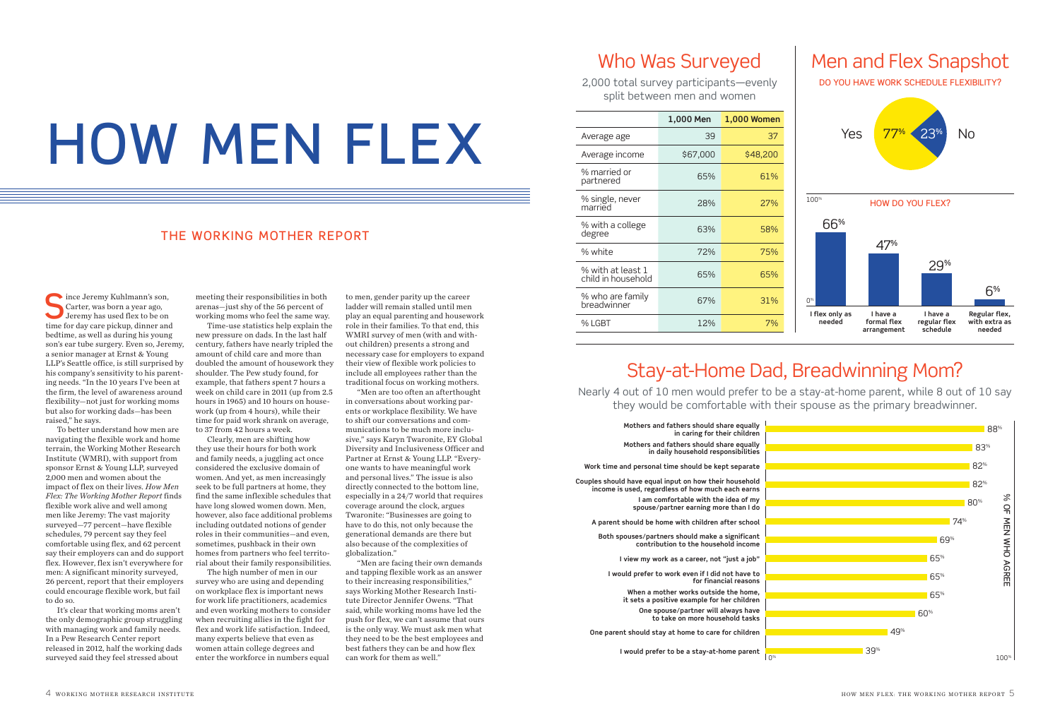# HOW MEN FLEX

## THE WORKING MOTHER REPORT

Since Jeremy Kuhlmann's son, Carter, was born a year ago, Jeremy has used flex to be on time for day care pickup, dinner and bedtime, as well as during his young son's ear tube surgery. Even so, Jeremy, a senior manager at Ernst & Young LLP's Seattle office, is still surprised by his company's sensitivity to his parenting needs. "In the 10 years I've been at the firm, the level of awareness around flexibility—not just for working moms but also for working dads—has been raised," he says.

To better understand how men are navigating the flexible work and home terrain, the Working Mother Research Institute (WMRI), with support from sponsor Ernst & Young LLP, surveyed 2,000 men and women about the impact of flex on their lives. *How Men Flex: The Working Mother Report* finds flexible work alive and well among men like Jeremy: The vast majority surveyed—77 percent—have flexible schedules, 79 percent say they feel comfortable using flex, and 62 percent say their employers can and do support flex. However, flex isn't everywhere for men: A significant minority surveyed, 26 percent, report that their employers could encourage flexible work, but fail to do so.

It's clear that working moms aren't the only demographic group struggling with managing work and family needs. In a Pew Research Center report released in 2012, half the working dads surveyed said they feel stressed about meeting their responsibilities in both arenas—just shy of the 56 percent of working moms who feel the same way.

Time-use statistics help explain the new pressure on dads. In the last half century, fathers have nearly tripled the amount of child care and more than doubled the amount of housework they shoulder. The Pew study found, for example, that fathers spent 7 hours a week on child care in 2011 (up from 2.5 hours in 1965) and 10 hours on housework (up from 4 hours), while their time for paid work shrank on average, to 37 from 42 hours a week.

Clearly, men are shifting how they use their hours for both work and family needs, a juggling act once considered the exclusive domain of women. And yet, as men increasingly seek to be full partners at home, they find the same inflexible schedules that have long slowed women down. Men, however, also face additional problems including outdated notions of gender roles in their communities—and even, sometimes, pushback in their own homes from partners who feel territorial about their family responsibilities.

The high number of men in our survey who are using and depending on workplace flex is important news for work life practitioners, academics and even working mothers to consider when recruiting allies in the fight for flex and work life satisfaction. Indeed, many experts believe that even as women attain college degrees and enter the workforce in numbers equal to men, gender parity up the career ladder will remain stalled until men play an equal parenting and housework role in their families. To that end, this WMRI survey of men (with and without children) presents a strong and necessary case for employers to expand their view of flexible work policies to include all employees rather than the traditional focus on working mothers.

"Men are too often an afterthought in conversations about working parents or workplace flexibility. We have to shift our conversations and communications to be much more inclusive," says Karyn Twaronite, EY Global Diversity and Inclusiveness Officer and Partner at Ernst & Young LLP. "Everyone wants to have meaningful work and personal lives." The issue is also directly connected to the bottom line, especially in a 24/7 world that requires coverage around the clock, argues Twaronite: "Businesses are going to have to do this, not only because the generational demands are there but also because of the complexities of globalization."

"Men are facing their own demands and tapping flexible work as an answer to their increasing responsibilities," says Working Mother Research Institute Director Jennifer Owens. "That said, while working moms have led the push for flex, we can't assume that ours is the only way. We must ask men what they need to be the best employees and best fathers they can be and how flex can work for them as well."

## Who Was Surveyed

2,000 total survey participants—evenly split between men and women

| | 1,000 Men | 1,000 Women |
|---|---|---|
| Average age | 39 | 37 |
| Average income | $67,000 | $48,200 |
| % married or partnered | 65% | 61% |
| % single, never married | 28% | 27% |
| % with a college degree | 63% | 58% |
| % white | 72% | 75% |
| % with at least 1 child in household | 65% | 65% |
| % who are family breadwinner | 67% | 31% |
| % LGBT | 12% | 7% |

## Men and Flex Snapshot

DO YOU HAVE WORK SCHEDULE FLEXIBILITY?

Yes 77% | No 23%

HOW DO YOU FLEX?

| I flex only as needed | I have a formal flex arrangement | I have a regular flex schedule | Regular flex, with extra as needed |
|---|---|---|---|
| 66% | 47% | 29% | 6% |

## Stay-at-Home Dad, Breadwinning Mom?

Nearly 4 out of 10 men would prefer to be a stay-at-home parent, while 8 out of 10 say they would be comfortable with their spouse as the primary breadwinner.

| Statement | % of men who agree |
|---|---|
| Mothers and fathers should share equally in caring for their children | 88% |
| Mothers and fathers should share equally in daily household responsibilities | 83% |
| Work time and personal time should be kept separate | 82% |
| Couples should have equal input on how their household income is used, regardless of how much each earns | 82% |
| I am comfortable with the idea of my spouse/partner earning more than I do | 80% |
| A parent should be home with children after school | 74% |
| Both spouses/partners should make a significant contribution to the household income | 69% |
| I view my work as a career, not "just a job" | 65% |
| I would prefer to work even if I did not have to for financial reasons | 65% |
| When a mother works outside the home, it sets a positive example for her children | 65% |
| One spouse/partner will always have to take on more household tasks | 60% |
| One parent should stay at home to care for their children | 49% |
| I would prefer to be a stay-at-home parent | 39% |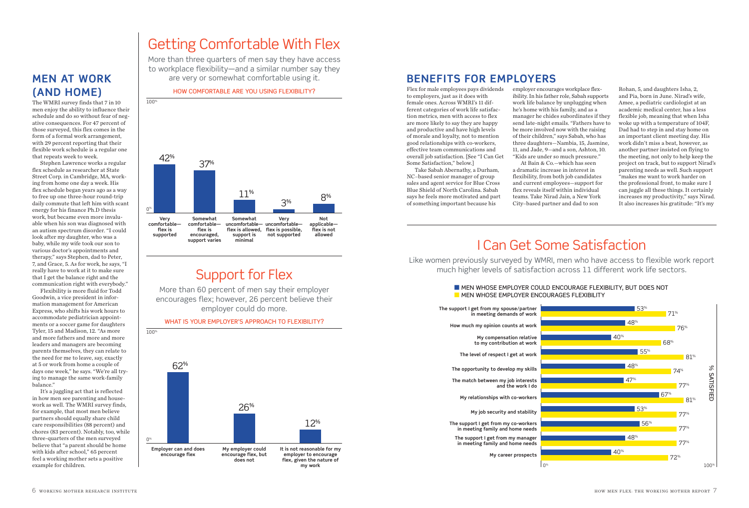## MEN AT WORK (AND HOME)

The WMRI survey finds that 7 in 10 men enjoy the ability to influence their schedule and do so without fear of negative consequences. For 47 percent of those surveyed, this flex comes in the form of a formal work arrangement, with 29 percent reporting that their flexible work schedule is a regular one that repeats week to week.

Stephen Lawrence works a regular flex schedule as researcher at State Street Corp. in Cambridge, MA, working from home one day a week. His flex schedule began years ago as a way to free up one three-hour round-trip daily commute that left him with scant energy for his finance Ph.D thesis work, but became even more invaluable when his son was diagnosed with an autism spectrum disorder. "I could look after my daughter, who was a baby, while my wife took our son to various doctor's appointments and therapy," says Stephen, dad to Peter, 7, and Grace, 5. As for work, he says, "I really have to work at it to make sure that I get the balance right and the communication right with everybody."

Flexibility is more fluid for Todd Goodwin, a vice president in information management for American Express, who shifts his work hours to accommodate pediatrician appointments or a soccer game for daughters Tyler, 15 and Madison, 12. "As more and more fathers and more and more leaders and managers are becoming parents themselves, they can relate to the need for me to leave, say, exactly at 5 or work from home a couple of days one week," he says. "We're all trying to manage the same work-family balance."

It's a juggling act that is reflected in how men see parenting and housework as well. The WMRI survey finds, for example, that most men believe partners should equally share child care responsibilities (88 percent) and chores (83 percent). Notably, too, while three-quarters of the men surveyed believe that "a parent should be home with kids after school," 65 percent feel a working mother sets a positive example for children.

# Getting Comfortable With Flex

More than three quarters of men say they have access to workplace flexibility—and a similar number say they are very or somewhat comfortable using it.

**HOW COMFORTABLE ARE YOU USING FLEXIBILITY?**

| Response | % |
|---|---|
| Very comfortable—flex is supported | 42% |
| Somewhat comfortable—flex is encouraged, support varies | 37% |
| Somewhat uncomfortable—flex is allowed, support is minimal | 11% |
| Very uncomfortable—flex is possible, not supported | 3% |
| Not applicable—flex is not allowed | 8% |

# Support for Flex

More than 60 percent of men say their employer encourages flex; however, 26 percent believe their employer could do more.

**WHAT IS YOUR EMPLOYER'S APPROACH TO FLEXIBILITY?**

| Response | % |
|---|---|
| Employer can and does encourage flex | 62% |
| My employer could encourage flex, but does not | 26% |
| It is not reasonable for my employer to encourage flex, given the nature of my work | 12% |

## BENEFITS FOR EMPLOYERS

Flex for male employees pays dividends to employers, just as it does with female ones. Across WMRI's 11 different categories of work life satisfaction metrics, men with access to flex are more likely to say they are happy and productive and have high levels of morale and loyalty, not to mention good relationships with co-workers, effective team communications and overall job satisfaction. [See "I Can Get Some Satisfaction," below.]

Take Sabah Abernathy, a Durham, NC–based senior manager of group sales and agent service for Blue Cross Blue Shield of North Carolina. Sabah says he feels more motivated and part of something important because his employer encourages workplace flexibility. In his father role, Sabah supports work life balance by unplugging when he's home with his family, and as a manager he chides subordinates if they send late-night emails. "Fathers have to be more involved now with the raising of their children," says Sabah, who has three daughters—Nambia, 15, Jasmine, 11, and Jade, 9—and a son, Ashton, 10. "Kids are under so much pressure."

At Bain & Co.—which has seen a dramatic increase in interest in flexibility, from both job candidates and current employees—support for flex reveals itself within individual teams. Take Nirad Jain, a New York City–based partner and dad to son Rohan, 5, and daughters Isha, 2, and Pia, born in June. Nirad's wife, Amee, a pediatric cardiologist at an academic medical center, has a less flexible job, meaning that when Isha woke up with a temperature of 104F, Dad had to step in and stay home on an important client meeting day. His work didn't miss a beat, however, as another partner insisted on flying to the meeting, not only to help keep the project on track, but to support Nirad's parenting needs as well. Such support "makes me want to work harder on the professional front, to make sure I can juggle all these things. It certainly increases my productivity," says Nirad. It also increases his gratitude: "It's my

# I Can Get Some Satisfaction

Like women previously surveyed by WMRI, men who have access to flexible work report much higher levels of satisfaction across 11 different work life sectors.

**% SATISFIED**

| Sector | Men whose employer could encourage flexibility, but does not | Men whose employer encourages flexibility |
|---|---|---|
| The support I get from my spouse/partner in meeting demands of work | 53% | 71% |
| How much my opinion counts at work | 48% | 76% |
| My compensation relative to my contribution at work | 40% | 68% |
| The level of respect I get at work | 55% | 81% |
| The opportunity to develop my skills | 48% | 74% |
| The match between my job interests and the work I do | 47% | 77% |
| My relationships with co-workers | 67% | 81% |
| My job security and stability | 53% | 77% |
| The support I get from my co-workers in meeting family and home needs | 56% | 77% |
| The support I get from my manager in meeting family and home needs | 48% | 77% |
| My career prospects | 40% | 72% |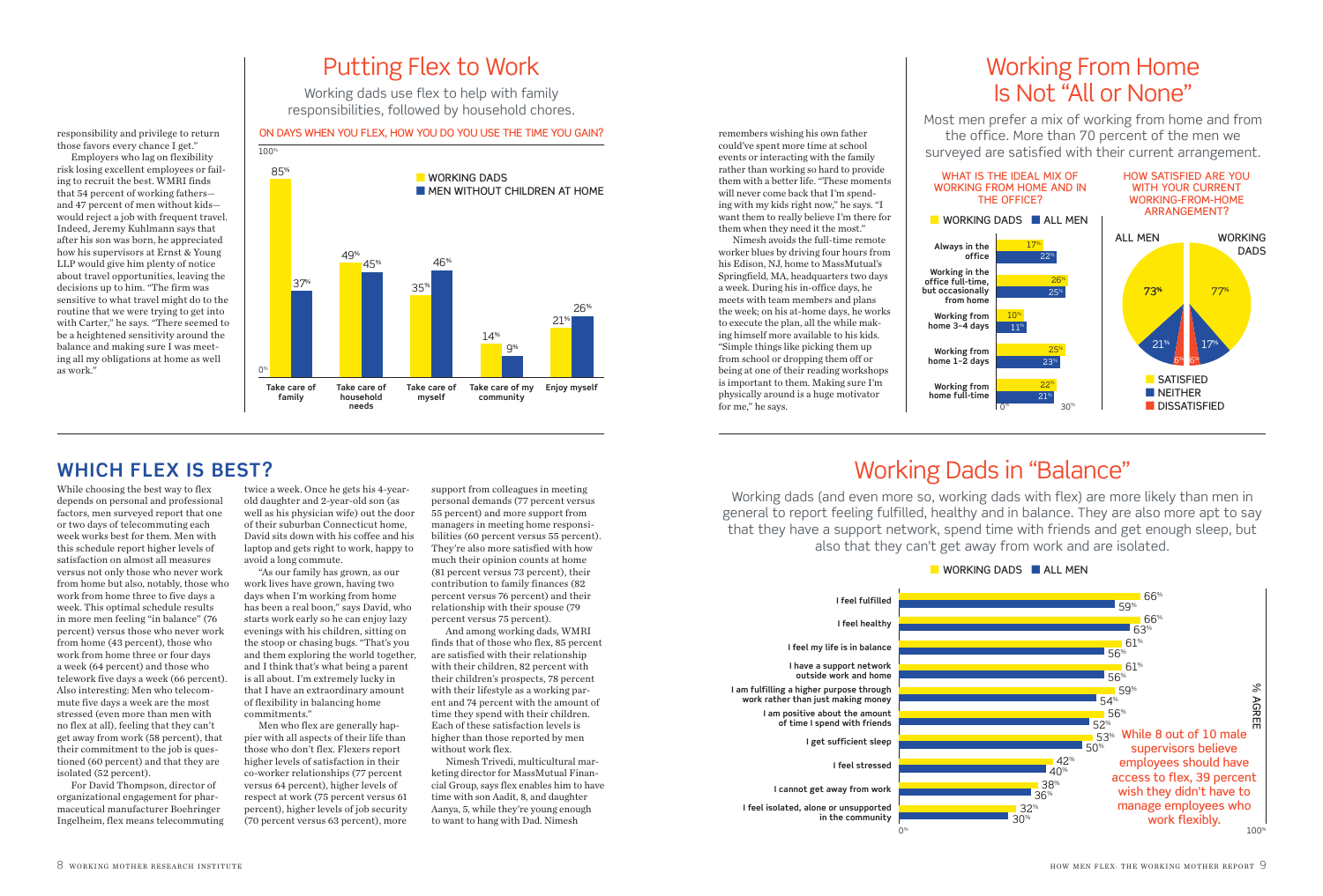responsibility and privilege to return those favors every chance I get."

Employers who lag on flexibility risk losing excellent employees or failing to recruit the best. WMRI finds that 54 percent of working fathers—and 47 percent of men without kids—would reject a job with frequent travel. Indeed, Jeremy Kuhlmann says that after his son was born, he appreciated how his supervisors at Ernst & Young LLP would give him plenty of notice about travel opportunities, leaving the decisions up to him. "The firm was sensitive to what travel might do to the routine that we were trying to get into with Carter," he says. "There seemed to be a heightened sensitivity around the balance and making sure I was meeting all my obligations at home as well as work."

# Putting Flex to Work

Working dads use flex to help with family responsibilities, followed by household chores.

ON DAYS WHEN YOU FLEX, HOW YOU DO YOU USE THE TIME YOU GAIN?

| | Working Dads | Men Without Children at Home |
|---|---|---|
| Take care of family | 85% | 37% |
| Take care of household needs | 49% | 45% |
| Take care of myself | 35% | 46% |
| Take care of my community | 14% | 9% |
| Enjoy myself | 21% | 26% |

remembers wishing his own father could've spent more time at school events or interacting with the family rather than working so hard to provide them with a better life. "These moments will never come back that I'm spending with my kids right now," he says. "I want them to really believe I'm there for them when they need it the most."

Nimesh avoids the full-time remote worker blues by driving four hours from his Edison, NJ, home to MassMutual's Springfield, MA, headquarters two days a week. During his in-office days, he meets with team members and plans the week; on his at-home days, he works to execute the plan, all the while making himself more available to his kids. "Simple things like picking them up from school or dropping them off or being at one of their reading workshops is important to them. Making sure I'm physically around is a huge motivator for me," he says.

# Working From Home Is Not "All or None"

Most men prefer a mix of working from home and from the office. More than 70 percent of the men we surveyed are satisfied with their current arrangement.

WHAT IS THE IDEAL MIX OF WORKING FROM HOME AND IN THE OFFICE?

| | Working Dads | All Men |
|---|---|---|
| Always in the office | 17% | 22% |
| Working in the office full-time, but occasionally from home | 26% | 25% |
| Working from home 3–4 days | 10% | 11% |
| Working from home 1–2 days | 25% | 23% |
| Working from home full-time | 22% | 21% |

HOW SATISFIED ARE YOU WITH YOUR CURRENT WORKING-FROM-HOME ARRANGEMENT?

| | All Men | Working Dads |
|---|---|---|
| Satisfied | 73% | 77% |
| Neither | 21% | 17% |
| Dissatisfied | 6% | 6% |

## WHICH FLEX IS BEST?

While choosing the best way to flex depends on personal and professional factors, men surveyed report that one or two days of telecommuting each week works best for them. Men with this schedule report higher levels of satisfaction on almost all measures versus not only those who never work from home but also, notably, those who work from home three to five days a week. This optimal schedule results in more men feeling "in balance" (76 percent) versus those who never work from home (43 percent), those who work from home three or four days a week (64 percent) and those who telework five days a week (66 percent). Also interesting: Men who telecommute five days a week are the most stressed (even more than men with no flex at all), feeling that they can't get away from work (58 percent), that their commitment to the job is questioned (60 percent) and that they are isolated (52 percent).

For David Thompson, director of organizational engagement for pharmaceutical manufacturer Boehringer Ingelheim, flex means telecommuting twice a week. Once he gets his 4-year-old daughter and 2-year-old son (as well as his physician wife) out the door of their suburban Connecticut home, David sits down with his coffee and his laptop and gets right to work, happy to avoid a long commute.

"As our family has grown, as our work lives have grown, having two days when I'm working from home has been a real boon," says David, who starts work early so he can enjoy lazy evenings with his children, sitting on the stoop or chasing bugs. "That's you and them exploring the world together, and I think that's what being a parent is all about. I'm extremely lucky in that I have an extraordinary amount of flexibility in balancing home commitments."

Men who flex are generally happier with all aspects of their life than those who don't flex. Flexers report higher levels of satisfaction in their co-worker relationships (77 percent versus 64 percent), higher levels of respect at work (75 percent versus 61 percent), higher levels of job security (70 percent versus 63 percent), more support from colleagues in meeting personal demands (77 percent versus 55 percent) and more support from managers in meeting home responsibilities (60 percent versus 55 percent). They're also more satisfied with how much their opinion counts at home (81 percent versus 73 percent), their contribution to family finances (82 percent versus 76 percent) and their relationship with their spouse (79 percent versus 75 percent).

And among working dads, WMRI finds that of those who flex, 85 percent are satisfied with their relationship with their children, 82 percent with their children's prospects, 78 percent with their lifestyle as a working parent and 74 percent with the amount of time they spend with their children. Each of these satisfaction levels is higher than those reported by men without work flex.

Nimesh Trivedi, multicultural marketing director for MassMutual Financial Group, says flex enables him to have time with son Aadit, 8, and daughter Aanya, 5, while they're young enough to want to hang with Dad. Nimesh

# Working Dads in "Balance"

Working dads (and even more so, working dads with flex) are more likely than men in general to report feeling fulfilled, healthy and in balance. They are also more apt to say that they have a support network, spend time with friends and get enough sleep, but also that they can't get away from work and are isolated.

| % Agree | Working Dads | All Men |
|---|---|---|
| I feel fulfilled | 66% | 59% |
| I feel healthy | 66% | 63% |
| I feel my life is in balance | 61% | 56% |
| I have a support network outside work and home | 61% | 56% |
| I am fulfilling a higher purpose through work rather than just making money | 59% | 54% |
| I am positive about the amount of time I spend with friends | 56% | 52% |
| I get sufficient sleep | 53% | 50% |
| I feel stressed | 42% | 40% |
| I cannot get away from work | 38% | 36% |
| I feel isolated, alone or unsupported in the community | 32% | 30% |

While 8 out of 10 male supervisors believe employees should have access to flex, 39 percent wish they didn't have to manage employees who work flexibly.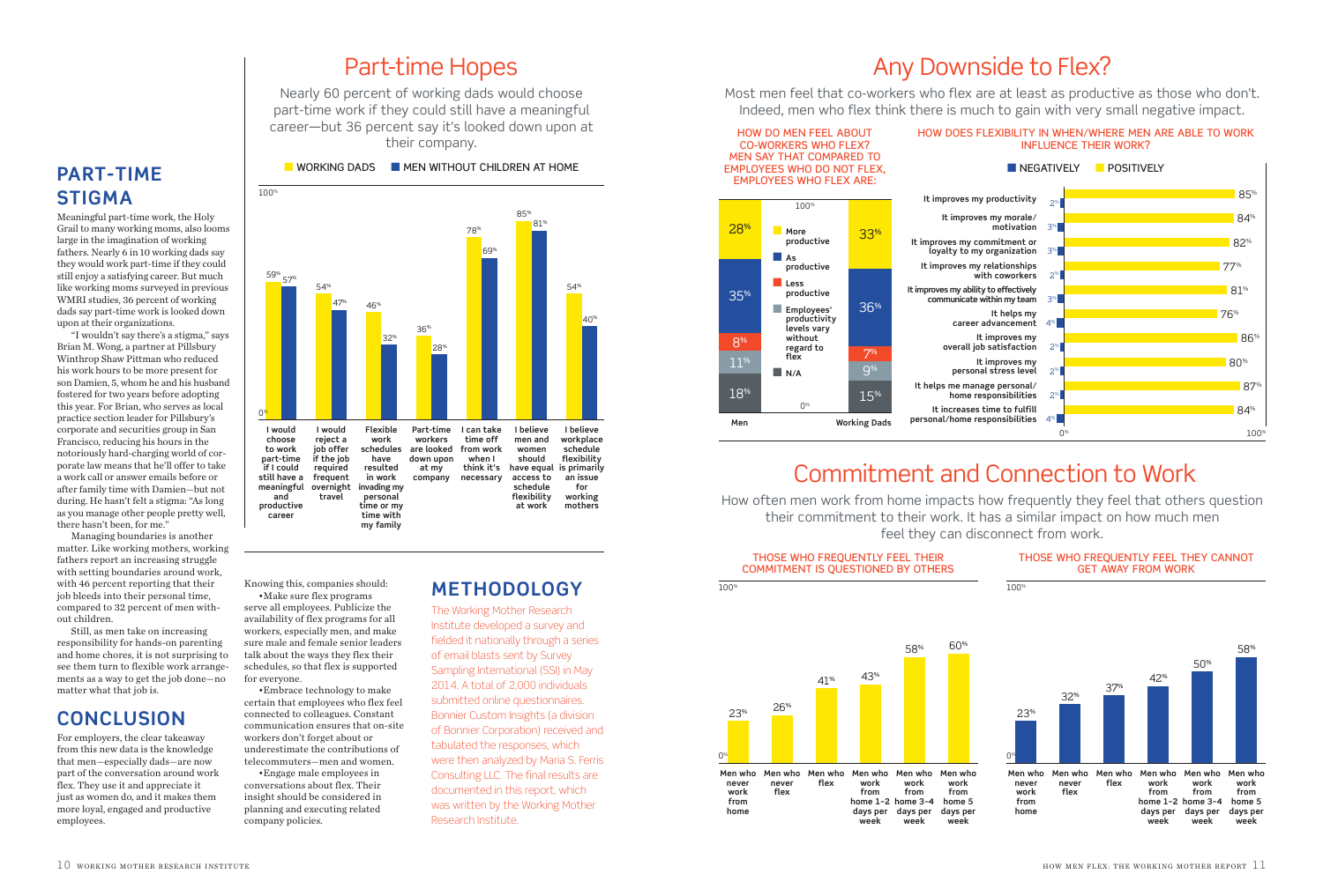## PART-TIME STIGMA

Meaningful part-time work, the Holy Grail to many working moms, also looms large in the imagination of working fathers. Nearly 6 in 10 working dads say they would work part-time if they could still enjoy a satisfying career. But much like working moms surveyed in previous WMRI studies, 36 percent of working dads say part-time work is looked down upon at their organizations.

"I wouldn't say there's a stigma," says Brian M. Wong, a partner at Pillsbury Winthrop Shaw Pittman who reduced his work hours to be more present for son Damien, 5, whom he and his husband fostered for two years before adopting this year. For Brian, who serves as local practice section leader for Pillsbury's corporate and securities group in San Francisco, reducing his hours in the notoriously hard-charging world of corporate law means that he'll offer to take a work call or answer emails before or after family time with Damien—but not during. He hasn't felt a stigma: "As long as you manage other people pretty well, there hasn't been, for me."

Managing boundaries is another matter. Like working mothers, working fathers report an increasing struggle with setting boundaries around work, with 46 percent reporting that their job bleeds into their personal time, compared to 32 percent of men without children.

Still, as men take on increasing responsibility for hands-on parenting and home chores, it is not surprising to see them turn to flexible work arrangements as a way to get the job done—no matter what that job is.

## CONCLUSION

For employers, the clear takeaway from this new data is the knowledge that men—especially dads—are now part of the conversation around work flex. They use it and appreciate it just as women do, and it makes them more loyal, engaged and productive employees.

# Part-time Hopes

Nearly 60 percent of working dads would choose part-time work if they could still have a meaningful career—but 36 percent say it's looked down upon at their company.

| | Working Dads | Men without children at home |
|---|---|---|
| I would choose to work part-time if I could still have a meaningful and productive career | 59% | 57% |
| I would reject a job offer if the job required frequent overnight travel | 54% | 47% |
| Flexible work schedules have resulted in work invading my personal time or my time with my family | 46% | 32% |
| Part-time workers are looked down upon at my company | 36% | 28% |
| I can take time off from work when I think it's necessary | 78% | 69% |
| I believe men and women should have equal access to schedule flexibility at work | 85% | 81% |
| I believe workplace schedule flexibility is primarily an issue for working mothers | 54% | 40% |

Knowing this, companies should:

- Make sure flex programs serve all employees. Publicize the availability of flex programs for all workers, especially men, and make sure male and female senior leaders talk about the ways they flex their schedules, so that flex is supported for everyone.
- Embrace technology to make certain that employees who flex feel connected to colleagues. Constant communication ensures that on-site workers don't forget about or underestimate the contributions of telecommuters—men and women.
- Engage male employees in conversations about flex. Their insight should be considered in planning and executing related company policies.

## METHODOLOGY

The Working Mother Research Institute developed a survey and fielded it nationally through a series of email blasts sent by Survey Sampling International (SSI) in May 2014. A total of 2,000 individuals submitted online questionnaires. Bonnier Custom Insights (a division of Bonnier Corporation) received and tabulated the responses, which were then analyzed by Maria S. Ferris Consulting LLC. The final results are documented in this report, which was written by the Working Mother Research Institute.

# Any Downside to Flex?

Most men feel that co-workers who flex are at least as productive as those who don't. Indeed, men who flex think there is much to gain with very small negative impact.

**HOW DO MEN FEEL ABOUT CO-WORKERS WHO FLEX? MEN SAY THAT COMPARED TO EMPLOYEES WHO DO NOT FLEX, EMPLOYEES WHO FLEX ARE:**

| | Men | Working Dads |
|---|---|---|
| More productive | 28% | 33% |
| As productive | 35% | 36% |
| Less productive | 8% | 7% |
| Employees' productivity levels vary without regard to flex | 11% | 9% |
| N/A | 18% | 15% |

**HOW DOES FLEXIBILITY IN WHEN/WHERE MEN ARE ABLE TO WORK INFLUENCE THEIR WORK?**

| | Negatively | Positively |
|---|---|---|
| It improves my productivity | 2% | 85% |
| It improves my morale/motivation | 3% | 84% |
| It improves my commitment or loyalty to my organization | 3% | 82% |
| It improves my relationships with coworkers | 2% | 77% |
| It improves my ability to effectively communicate within my team | 3% | 81% |
| It helps my career advancement | 4% | 76% |
| It improves my overall job satisfaction | 2% | 86% |
| It improves my personal stress level | 2% | 80% |
| It helps me manage personal/home responsibilities | 2% | 87% |
| It increases time to fulfill personal/home responsibilities | 4% | 84% |

# Commitment and Connection to Work

How often men work from home impacts how frequently they feel that others question their commitment to their work. It has a similar impact on how much men feel they can disconnect from work.

| | Those who frequently feel their commitment is questioned by others | Those who frequently feel they cannot get away from work |
|---|---|---|
| Men who never work from home | 23% | 23% |
| Men who never flex | 26% | 32% |
| Men who flex | 41% | 37% |
| Men who work from home 1–2 days per week | 43% | 42% |
| Men who work from home 3–4 days per week | 58% | 50% |
| Men who work from home 5 days per week | 60% | 58% |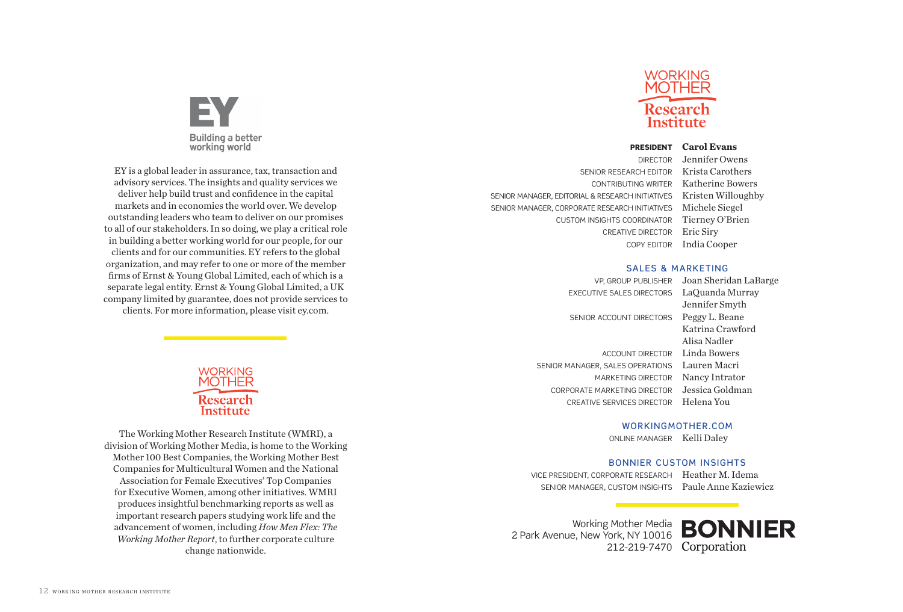EY

Building a better working world

EY is a global leader in assurance, tax, transaction and advisory services. The insights and quality services we deliver help build trust and confidence in the capital markets and in economies the world over. We develop outstanding leaders who team to deliver on our promises to all of our stakeholders. In so doing, we play a critical role in building a better working world for our people, for our clients and for our communities. EY refers to the global organization, and may refer to one or more of the member firms of Ernst & Young Global Limited, each of which is a separate legal entity. Ernst & Young Global Limited, a UK company limited by guarantee, does not provide services to clients. For more information, please visit ey.com.

WORKING MOTHER Research Institute

The Working Mother Research Institute (WMRI), a division of Working Mother Media, is home to the Working Mother 100 Best Companies, the Working Mother Best Companies for Multicultural Women and the National Association for Female Executives' Top Companies for Executive Women, among other initiatives. WMRI produces insightful benchmarking reports as well as important research papers studying work life and the advancement of women, including *How Men Flex: The Working Mother Report*, to further corporate culture change nationwide.

WORKING MOTHER Research Institute

**PRESIDENT** **Carol Evans**
DIRECTOR Jennifer Owens
SENIOR RESEARCH EDITOR Krista Carothers
CONTRIBUTING WRITER Katherine Bowers
SENIOR MANAGER, EDITORIAL & RESEARCH INITIATIVES Kristen Willoughby
SENIOR MANAGER, CORPORATE RESEARCH INITIATIVES Michele Siegel
CUSTOM INSIGHTS COORDINATOR Tierney O'Brien
CREATIVE DIRECTOR Eric Siry
COPY EDITOR India Cooper

## SALES & MARKETING

VP, GROUP PUBLISHER Joan Sheridan LaBarge
EXECUTIVE SALES DIRECTORS LaQuanda Murray, Jennifer Smyth
SENIOR ACCOUNT DIRECTORS Peggy L. Beane, Katrina Crawford, Alisa Nadler
ACCOUNT DIRECTOR Linda Bowers
SENIOR MANAGER, SALES OPERATIONS Lauren Macri
MARKETING DIRECTOR Nancy Intrator
CORPORATE MARKETING DIRECTOR Jessica Goldman
CREATIVE SERVICES DIRECTOR Helena You

## WORKINGMOTHER.COM

ONLINE MANAGER Kelli Daley

## BONNIER CUSTOM INSIGHTS

VICE PRESIDENT, CORPORATE RESEARCH Heather M. Idema
SENIOR MANAGER, CUSTOM INSIGHTS Paule Anne Kaziewicz

Working Mother Media
2 Park Avenue, New York, NY 10016
212-219-7470

BONNIER Corporation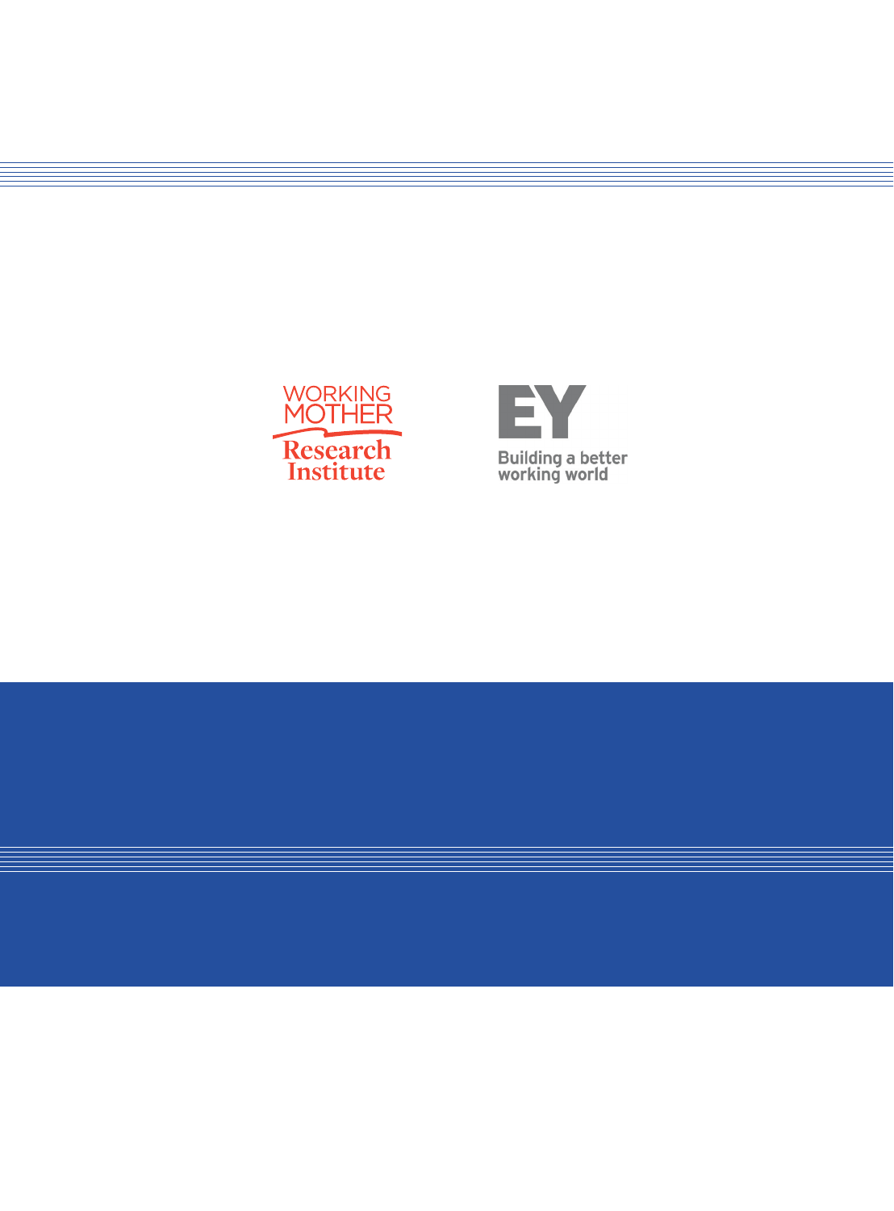WORKING MOTHER

Research Institute

EY

Building a better working world